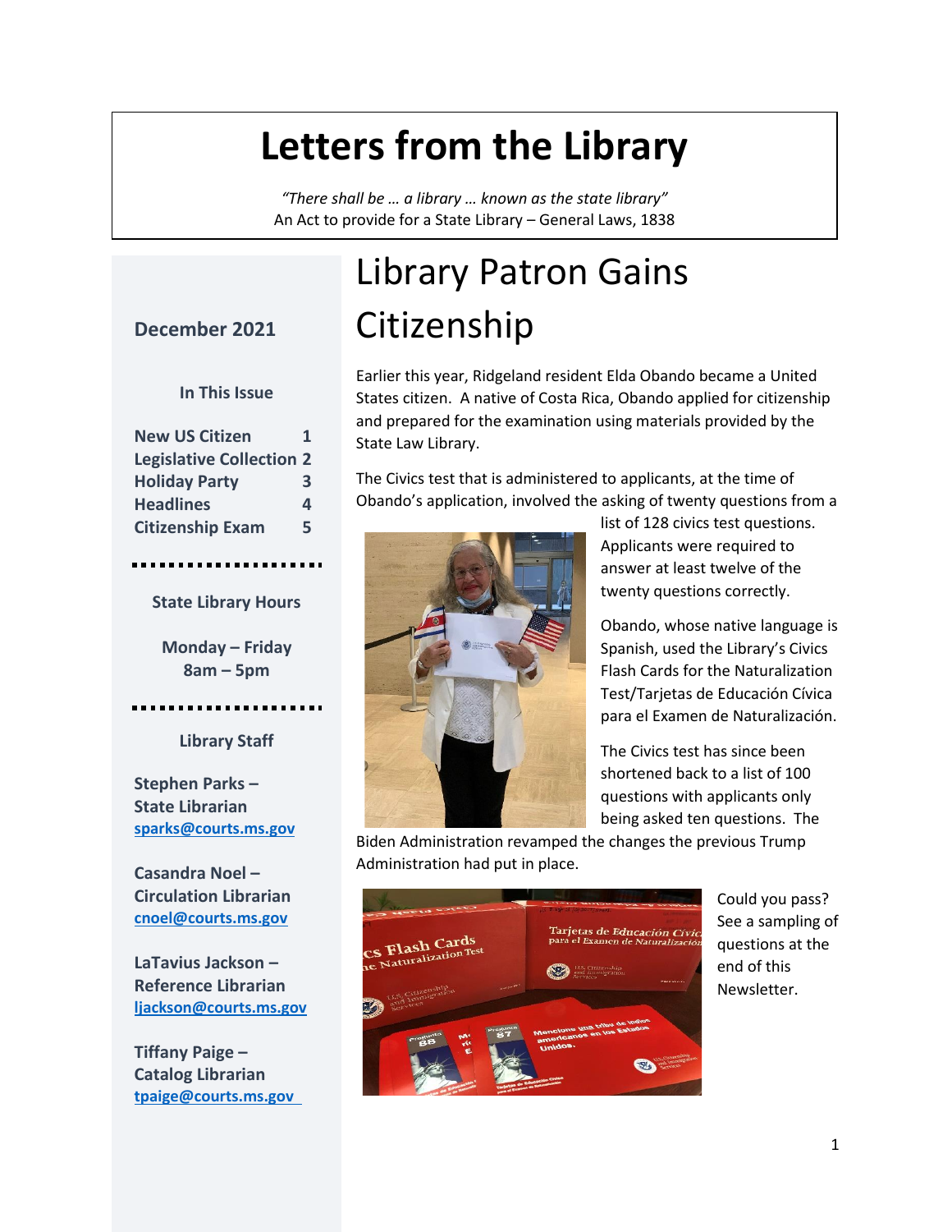# Letters from the Library

*"There shall be … a library … known as the state library"*
An Act to provide for a State Library – General Laws, 1838

**December 2021**

**In This Issue**

| | |
|---|---|
| **New US Citizen** | **1** |
| **Legislative Collection** | **2** |
| **Holiday Party** | **3** |
| **Headlines** | **4** |
| **Citizenship Exam** | **5** |

**State Library Hours**

**Monday – Friday**
**8am – 5pm**

**Library Staff**

**Stephen Parks – State Librarian**
sparks@courts.ms.gov

**Casandra Noel – Circulation Librarian**
cnoel@courts.ms.gov

**LaTavius Jackson – Reference Librarian**
ljackson@courts.ms.gov

**Tiffany Paige – Catalog Librarian**
tpaige@courts.ms.gov

# Library Patron Gains Citizenship

Earlier this year, Ridgeland resident Elda Obando became a United States citizen. A native of Costa Rica, Obando applied for citizenship and prepared for the examination using materials provided by the State Law Library.

The Civics test that is administered to applicants, at the time of Obando's application, involved the asking of twenty questions from a list of 128 civics test questions. Applicants were required to answer at least twelve of the twenty questions correctly.

Obando, whose native language is Spanish, used the Library's Civics Flash Cards for the Naturalization Test/Tarjetas de Educación Cívica para el Examen de Naturalización.

The Civics test has since been shortened back to a list of 100 questions with applicants only being asked ten questions. The Biden Administration revamped the changes the previous Trump Administration had put in place.

Could you pass? See a sampling of questions at the end of this Newsletter.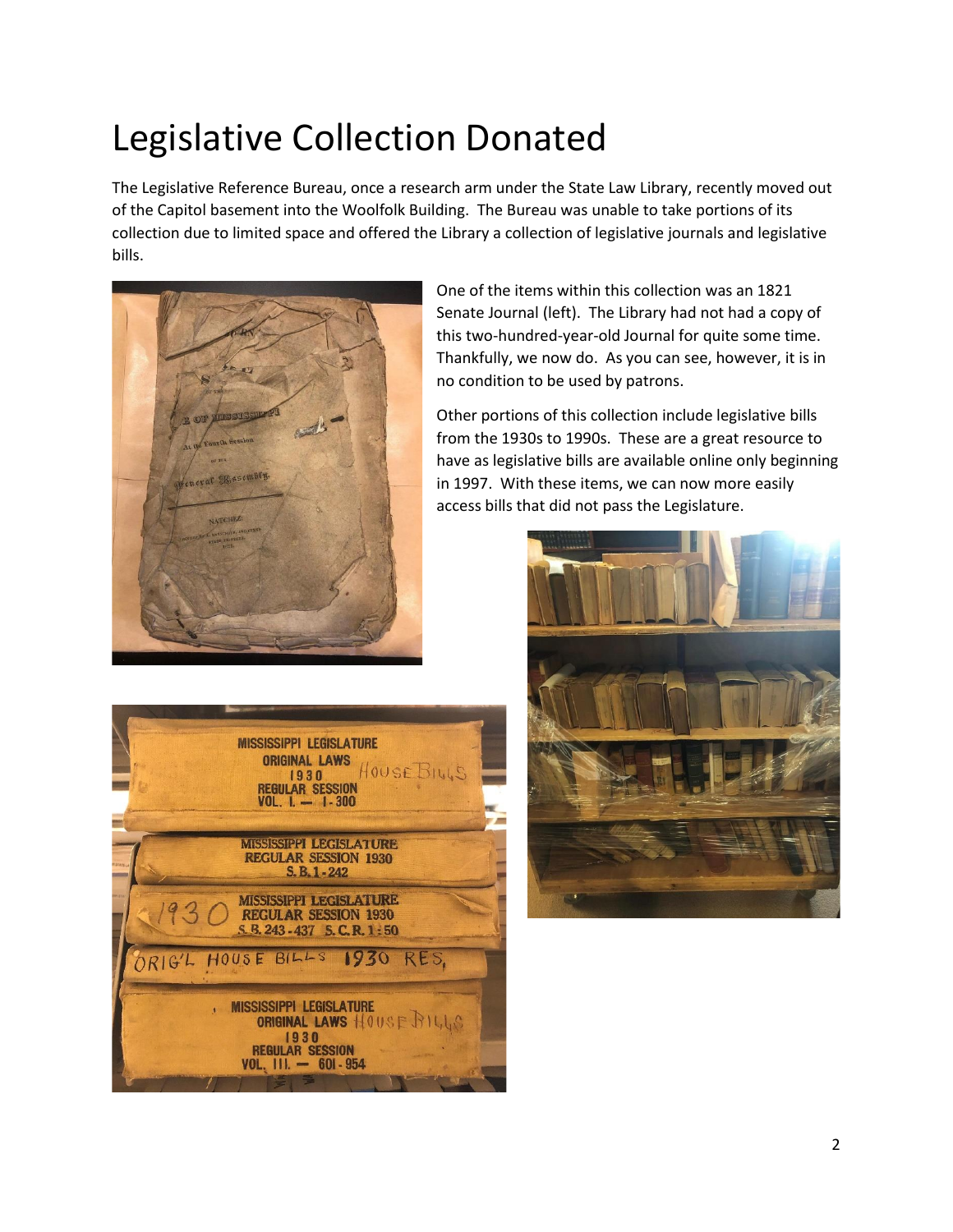# Legislative Collection Donated

The Legislative Reference Bureau, once a research arm under the State Law Library, recently moved out of the Capitol basement into the Woolfolk Building. The Bureau was unable to take portions of its collection due to limited space and offered the Library a collection of legislative journals and legislative bills.

One of the items within this collection was an 1821 Senate Journal (left). The Library had not had a copy of this two-hundred-year-old Journal for quite some time. Thankfully, we now do. As you can see, however, it is in no condition to be used by patrons.

Other portions of this collection include legislative bills from the 1930s to 1990s. These are a great resource to have as legislative bills are available online only beginning in 1997. With these items, we can now more easily access bills that did not pass the Legislature.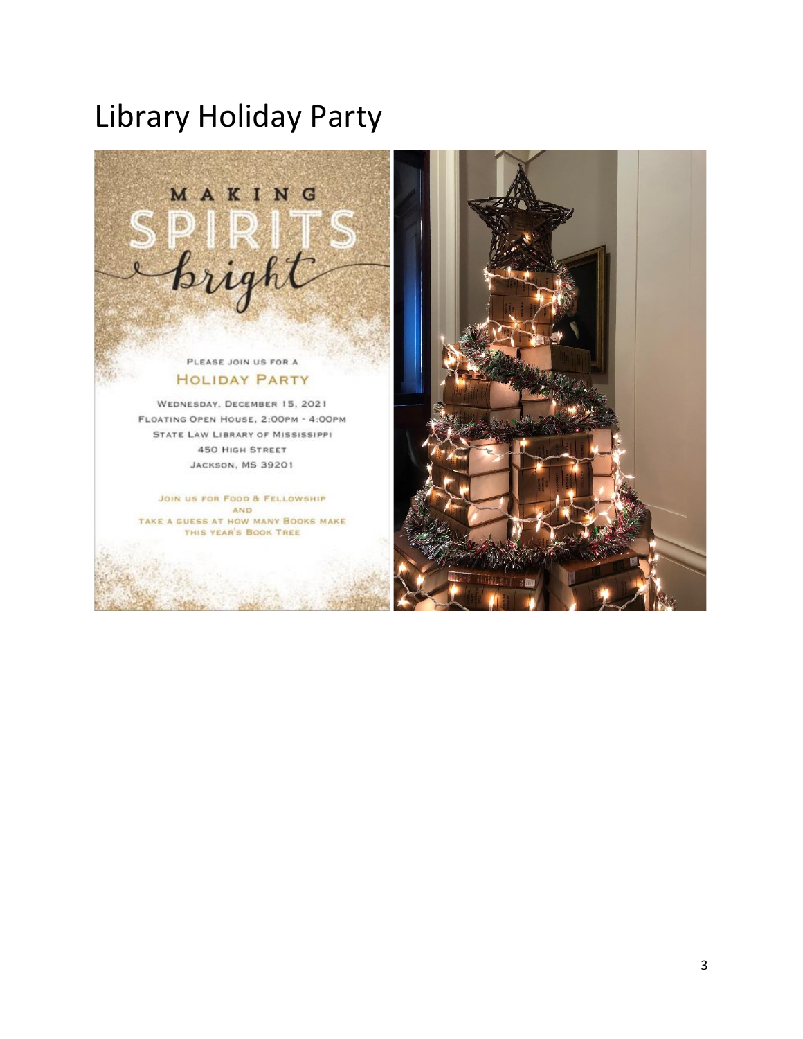# Library Holiday Party

MAKING

SPIRITS

*bright*

PLEASE JOIN US FOR A

HOLIDAY PARTY

WEDNESDAY, DECEMBER 15, 2021

FLOATING OPEN HOUSE, 2:00PM - 4:00PM

STATE LAW LIBRARY OF MISSISSIPPI

450 HIGH STREET

JACKSON, MS 39201

JOIN US FOR FOOD & FELLOWSHIP

AND

TAKE A GUESS AT HOW MANY BOOKS MAKE THIS YEAR'S BOOK TREE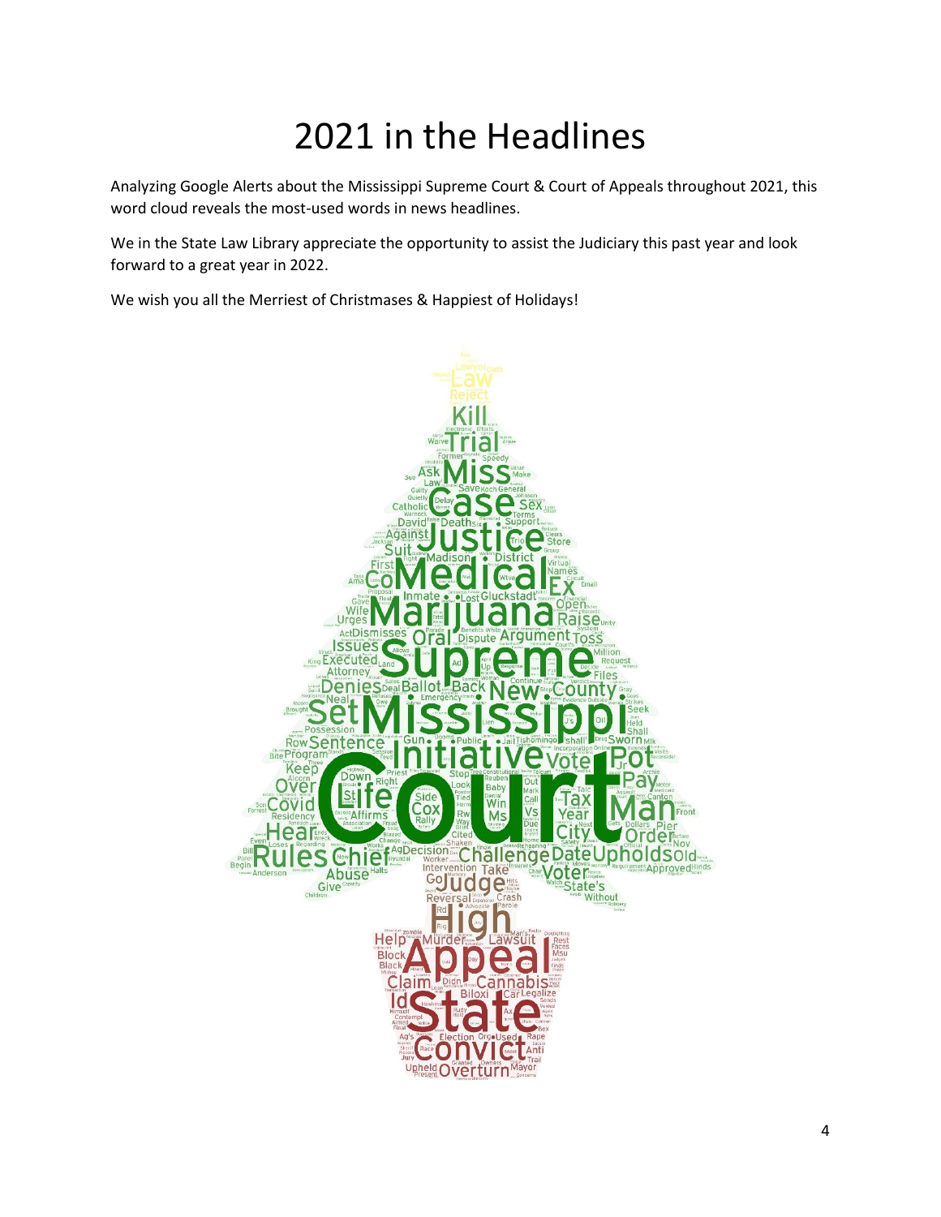# 2021 in the Headlines

Analyzing Google Alerts about the Mississippi Supreme Court & Court of Appeals throughout 2021, this word cloud reveals the most-used words in news headlines.

We in the State Law Library appreciate the opportunity to assist the Judiciary this past year and look forward to a great year in 2022.

We wish you all the Merriest of Christmases & Happiest of Holidays!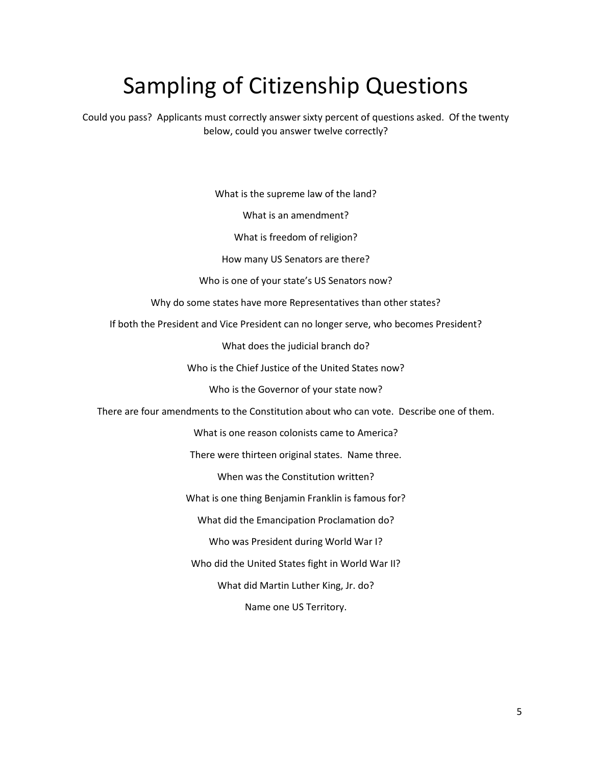# Sampling of Citizenship Questions

Could you pass? Applicants must correctly answer sixty percent of questions asked. Of the twenty below, could you answer twelve correctly?

What is the supreme law of the land?

What is an amendment?

What is freedom of religion?

How many US Senators are there?

Who is one of your state's US Senators now?

Why do some states have more Representatives than other states?

If both the President and Vice President can no longer serve, who becomes President?

What does the judicial branch do?

Who is the Chief Justice of the United States now?

Who is the Governor of your state now?

There are four amendments to the Constitution about who can vote. Describe one of them.

What is one reason colonists came to America?

There were thirteen original states. Name three.

When was the Constitution written?

What is one thing Benjamin Franklin is famous for?

What did the Emancipation Proclamation do?

Who was President during World War I?

Who did the United States fight in World War II?

What did Martin Luther King, Jr. do?

Name one US Territory.